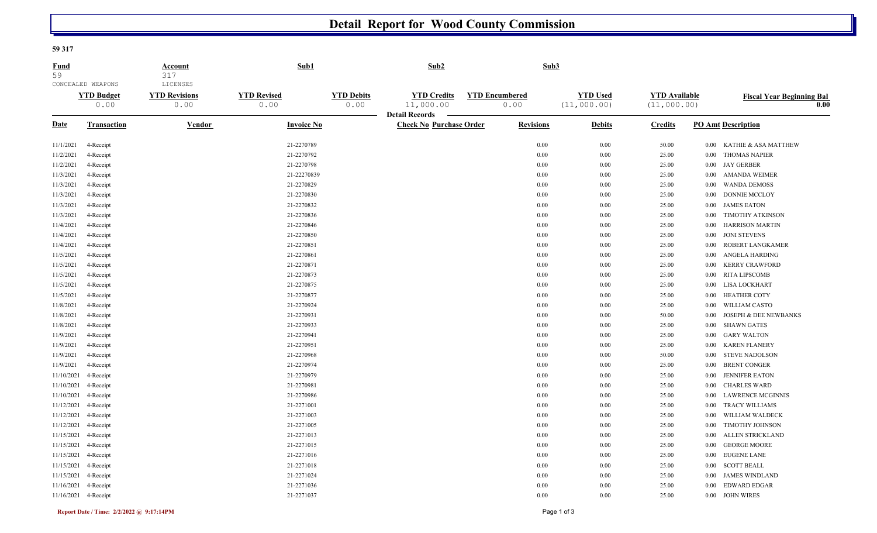# Detail Report for Wood County Commission

**59 317**

| Fund | Account | Sub1 | Sub2 | Sub3 |
|---|---|---|---|---|
| 59 CONCEALED WEAPONS | 317 LICENSES | | | |

| YTD Budget | YTD Revisions | YTD Revised | YTD Debits | YTD Credits | YTD Encumbered | YTD Used | YTD Available | Fiscal Year Beginning Bal |
|---|---|---|---|---|---|---|---|---|
| 0.00 | 0.00 | 0.00 | 0.00 | 11,000.00 | 0.00 | (11,000.00) | (11,000.00) | 0.00 |

**Detail Records**

| Date | Transaction | Vendor | Invoice No | Check No | Purchase Order | Revisions | Debits | Credits | PO Amt | Description |
|---|---|---|---|---|---|---|---|---|---|---|
| 11/1/2021 | 4-Receipt | | 21-2270789 | | | 0.00 | 0.00 | 50.00 | 0.00 | KATHIE & ASA MATTHEW |
| 11/2/2021 | 4-Receipt | | 21-2270792 | | | 0.00 | 0.00 | 25.00 | 0.00 | THOMAS NAPIER |
| 11/2/2021 | 4-Receipt | | 21-2270798 | | | 0.00 | 0.00 | 25.00 | 0.00 | JAY GERBER |
| 11/3/2021 | 4-Receipt | | 21-22270839 | | | 0.00 | 0.00 | 25.00 | 0.00 | AMANDA WEIMER |
| 11/3/2021 | 4-Receipt | | 21-2270829 | | | 0.00 | 0.00 | 25.00 | 0.00 | WANDA DEMOSS |
| 11/3/2021 | 4-Receipt | | 21-2270830 | | | 0.00 | 0.00 | 25.00 | 0.00 | DONNIE MCCLOY |
| 11/3/2021 | 4-Receipt | | 21-2270832 | | | 0.00 | 0.00 | 25.00 | 0.00 | JAMES EATON |
| 11/3/2021 | 4-Receipt | | 21-2270836 | | | 0.00 | 0.00 | 25.00 | 0.00 | TIMOTHY ATKINSON |
| 11/4/2021 | 4-Receipt | | 21-2270846 | | | 0.00 | 0.00 | 25.00 | 0.00 | HARRISON MARTIN |
| 11/4/2021 | 4-Receipt | | 21-2270850 | | | 0.00 | 0.00 | 25.00 | 0.00 | JONI STEVENS |
| 11/4/2021 | 4-Receipt | | 21-2270851 | | | 0.00 | 0.00 | 25.00 | 0.00 | ROBERT LANGKAMER |
| 11/5/2021 | 4-Receipt | | 21-2270861 | | | 0.00 | 0.00 | 25.00 | 0.00 | ANGELA HARDING |
| 11/5/2021 | 4-Receipt | | 21-2270871 | | | 0.00 | 0.00 | 25.00 | 0.00 | KERRY CRAWFORD |
| 11/5/2021 | 4-Receipt | | 21-2270873 | | | 0.00 | 0.00 | 25.00 | 0.00 | RITA LIPSCOMB |
| 11/5/2021 | 4-Receipt | | 21-2270875 | | | 0.00 | 0.00 | 25.00 | 0.00 | LISA LOCKHART |
| 11/5/2021 | 4-Receipt | | 21-2270877 | | | 0.00 | 0.00 | 25.00 | 0.00 | HEATHER COTY |
| 11/8/2021 | 4-Receipt | | 21-2270924 | | | 0.00 | 0.00 | 25.00 | 0.00 | WILLIAM CASTO |
| 11/8/2021 | 4-Receipt | | 21-2270931 | | | 0.00 | 0.00 | 50.00 | 0.00 | JOSEPH & DEE NEWBANKS |
| 11/8/2021 | 4-Receipt | | 21-2270933 | | | 0.00 | 0.00 | 25.00 | 0.00 | SHAWN GATES |
| 11/9/2021 | 4-Receipt | | 21-2270941 | | | 0.00 | 0.00 | 25.00 | 0.00 | GARY WALTON |
| 11/9/2021 | 4-Receipt | | 21-2270951 | | | 0.00 | 0.00 | 25.00 | 0.00 | KAREN FLANERY |
| 11/9/2021 | 4-Receipt | | 21-2270968 | | | 0.00 | 0.00 | 50.00 | 0.00 | STEVE NADOLSON |
| 11/9/2021 | 4-Receipt | | 21-2270974 | | | 0.00 | 0.00 | 25.00 | 0.00 | BRENT CONGER |
| 11/10/2021 | 4-Receipt | | 21-2270979 | | | 0.00 | 0.00 | 25.00 | 0.00 | JENNIFER EATON |
| 11/10/2021 | 4-Receipt | | 21-2270981 | | | 0.00 | 0.00 | 25.00 | 0.00 | CHARLES WARD |
| 11/10/2021 | 4-Receipt | | 21-2270986 | | | 0.00 | 0.00 | 25.00 | 0.00 | LAWRENCE MCGINNIS |
| 11/12/2021 | 4-Receipt | | 21-2271001 | | | 0.00 | 0.00 | 25.00 | 0.00 | TRACY WILLIAMS |
| 11/12/2021 | 4-Receipt | | 21-2271003 | | | 0.00 | 0.00 | 25.00 | 0.00 | WILLIAM WALDECK |
| 11/12/2021 | 4-Receipt | | 21-2271005 | | | 0.00 | 0.00 | 25.00 | 0.00 | TIMOTHY JOHNSON |
| 11/15/2021 | 4-Receipt | | 21-2271013 | | | 0.00 | 0.00 | 25.00 | 0.00 | ALLEN STRICKLAND |
| 11/15/2021 | 4-Receipt | | 21-2271015 | | | 0.00 | 0.00 | 25.00 | 0.00 | GEORGE MOORE |
| 11/15/2021 | 4-Receipt | | 21-2271016 | | | 0.00 | 0.00 | 25.00 | 0.00 | EUGENE LANE |
| 11/15/2021 | 4-Receipt | | 21-2271018 | | | 0.00 | 0.00 | 25.00 | 0.00 | SCOTT BEALL |
| 11/15/2021 | 4-Receipt | | 21-2271024 | | | 0.00 | 0.00 | 25.00 | 0.00 | JAMES WINDLAND |
| 11/16/2021 | 4-Receipt | | 21-2271036 | | | 0.00 | 0.00 | 25.00 | 0.00 | EDWARD EDGAR |
| 11/16/2021 | 4-Receipt | | 21-2271037 | | | 0.00 | 0.00 | 25.00 | 0.00 | JOHN WIRES |

**Report Date / Time: 2/2/2022 @ 9:17:14PM**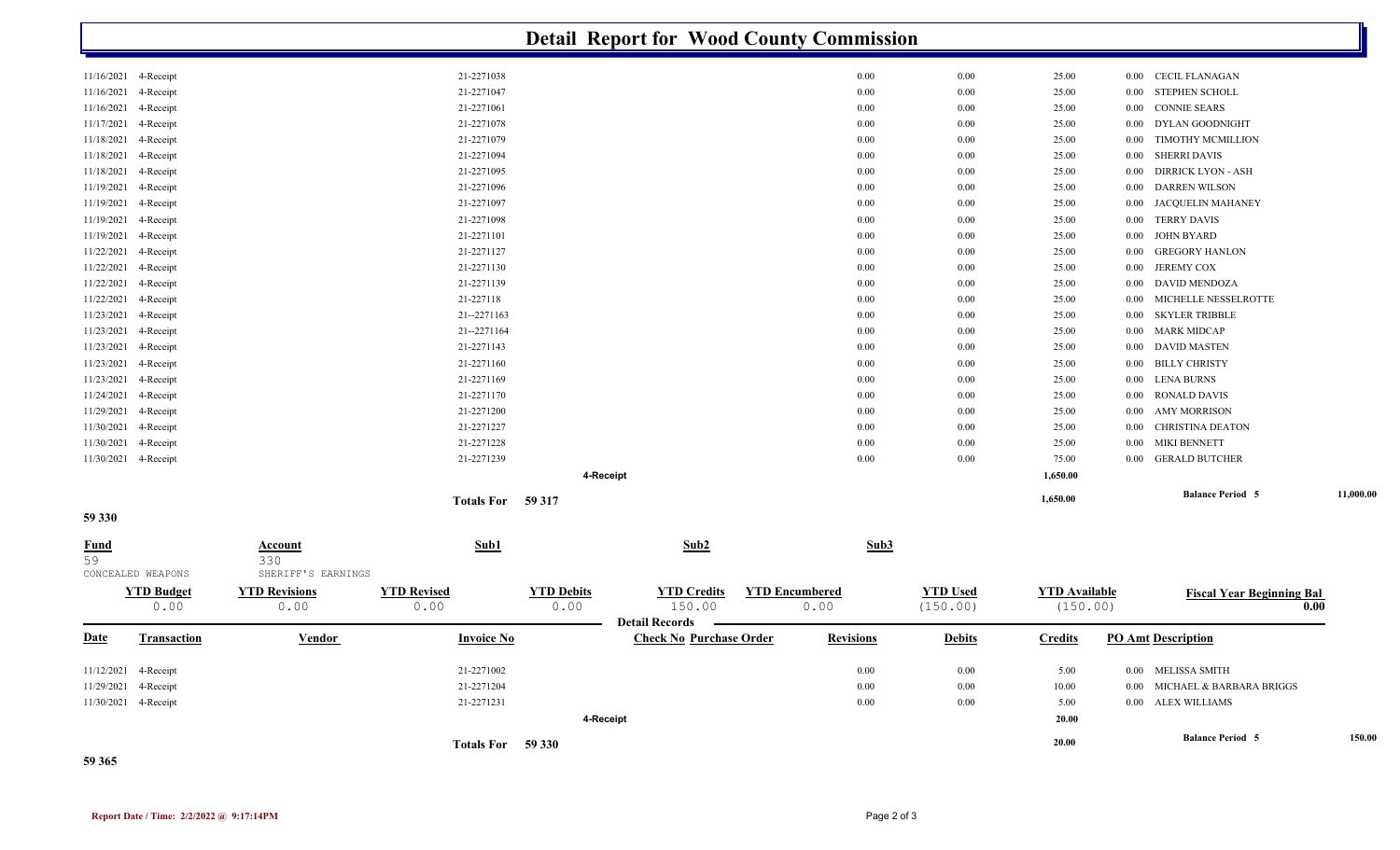# Detail Report for Wood County Commission

| Date | Transaction | Vendor | Invoice No | Check No | Purchase Order | Revisions | Debits | Credits | PO Amt | Description |
|---|---|---|---|---|---|---|---|---|---|---|
| 11/16/2021 | 4-Receipt | | 21-2271038 | | | 0.00 | 0.00 | 25.00 | 0.00 | CECIL FLANAGAN |
| 11/16/2021 | 4-Receipt | | 21-2271047 | | | 0.00 | 0.00 | 25.00 | 0.00 | STEPHEN SCHOLL |
| 11/16/2021 | 4-Receipt | | 21-2271061 | | | 0.00 | 0.00 | 25.00 | 0.00 | CONNIE SEARS |
| 11/17/2021 | 4-Receipt | | 21-2271078 | | | 0.00 | 0.00 | 25.00 | 0.00 | DYLAN GOODNIGHT |
| 11/18/2021 | 4-Receipt | | 21-2271079 | | | 0.00 | 0.00 | 25.00 | 0.00 | TIMOTHY MCMILLION |
| 11/18/2021 | 4-Receipt | | 21-2271094 | | | 0.00 | 0.00 | 25.00 | 0.00 | SHERRI DAVIS |
| 11/18/2021 | 4-Receipt | | 21-2271095 | | | 0.00 | 0.00 | 25.00 | 0.00 | DIRRICK LYON - ASH |
| 11/19/2021 | 4-Receipt | | 21-2271096 | | | 0.00 | 0.00 | 25.00 | 0.00 | DARREN WILSON |
| 11/19/2021 | 4-Receipt | | 21-2271097 | | | 0.00 | 0.00 | 25.00 | 0.00 | JACQUELIN MAHANEY |
| 11/19/2021 | 4-Receipt | | 21-2271098 | | | 0.00 | 0.00 | 25.00 | 0.00 | TERRY DAVIS |
| 11/19/2021 | 4-Receipt | | 21-2271101 | | | 0.00 | 0.00 | 25.00 | 0.00 | JOHN BYARD |
| 11/22/2021 | 4-Receipt | | 21-2271127 | | | 0.00 | 0.00 | 25.00 | 0.00 | GREGORY HANLON |
| 11/22/2021 | 4-Receipt | | 21-2271130 | | | 0.00 | 0.00 | 25.00 | 0.00 | JEREMY COX |
| 11/22/2021 | 4-Receipt | | 21-2271139 | | | 0.00 | 0.00 | 25.00 | 0.00 | DAVID MENDOZA |
| 11/22/2021 | 4-Receipt | | 21-227118 | | | 0.00 | 0.00 | 25.00 | 0.00 | MICHELLE NESSELROTTE |
| 11/23/2021 | 4-Receipt | | 21--2271163 | | | 0.00 | 0.00 | 25.00 | 0.00 | SKYLER TRIBBLE |
| 11/23/2021 | 4-Receipt | | 21--2271164 | | | 0.00 | 0.00 | 25.00 | 0.00 | MARK MIDCAP |
| 11/23/2021 | 4-Receipt | | 21-2271143 | | | 0.00 | 0.00 | 25.00 | 0.00 | DAVID MASTEN |
| 11/23/2021 | 4-Receipt | | 21-2271160 | | | 0.00 | 0.00 | 25.00 | 0.00 | BILLY CHRISTY |
| 11/23/2021 | 4-Receipt | | 21-2271169 | | | 0.00 | 0.00 | 25.00 | 0.00 | LENA BURNS |
| 11/24/2021 | 4-Receipt | | 21-2271170 | | | 0.00 | 0.00 | 25.00 | 0.00 | RONALD DAVIS |
| 11/29/2021 | 4-Receipt | | 21-2271200 | | | 0.00 | 0.00 | 25.00 | 0.00 | AMY MORRISON |
| 11/30/2021 | 4-Receipt | | 21-2271227 | | | 0.00 | 0.00 | 25.00 | 0.00 | CHRISTINA DEATON |
| 11/30/2021 | 4-Receipt | | 21-2271228 | | | 0.00 | 0.00 | 25.00 | 0.00 | MIKI BENNETT |
| 11/30/2021 | 4-Receipt | | 21-2271239 | | | 0.00 | 0.00 | 75.00 | 0.00 | GERALD BUTCHER |
| | | | | 4-Receipt | | | | **1,650.00** | | |
| | | | **Totals For** | 59 317 | | | | **1,650.00** | | **Balance Period 5** 11,000.00 |

**59 330**

| Fund | Account | Sub1 | Sub2 | Sub3 |
|---|---|---|---|---|
| 59 | 330 | | | |
| CONCEALED WEAPONS | SHERIFF'S EARNINGS | | | |

| YTD Budget | YTD Revisions | YTD Revised | YTD Debits | YTD Credits | YTD Encumbered | YTD Used | YTD Available | Fiscal Year Beginning Bal |
|---|---|---|---|---|---|---|---|---|
| 0.00 | 0.00 | 0.00 | 0.00 | 150.00 | 0.00 | (150.00) | (150.00) | 0.00 |

**Detail Records**

| Date | Transaction | Vendor | Invoice No | Check No | Purchase Order | Revisions | Debits | Credits | PO Amt | Description |
|---|---|---|---|---|---|---|---|---|---|---|
| 11/12/2021 | 4-Receipt | | 21-2271002 | | | 0.00 | 0.00 | 5.00 | 0.00 | MELISSA SMITH |
| 11/29/2021 | 4-Receipt | | 21-2271204 | | | 0.00 | 0.00 | 10.00 | 0.00 | MICHAEL & BARBARA BRIGGS |
| 11/30/2021 | 4-Receipt | | 21-2271231 | | | 0.00 | 0.00 | 5.00 | 0.00 | ALEX WILLIAMS |
| | | | | 4-Receipt | | | | **20.00** | | |
| | | | **Totals For** | 59 330 | | | | **20.00** | | **Balance Period 5** 150.00 |

**59 365**

**Report Date / Time: 2/2/2022 @ 9:17:14PM**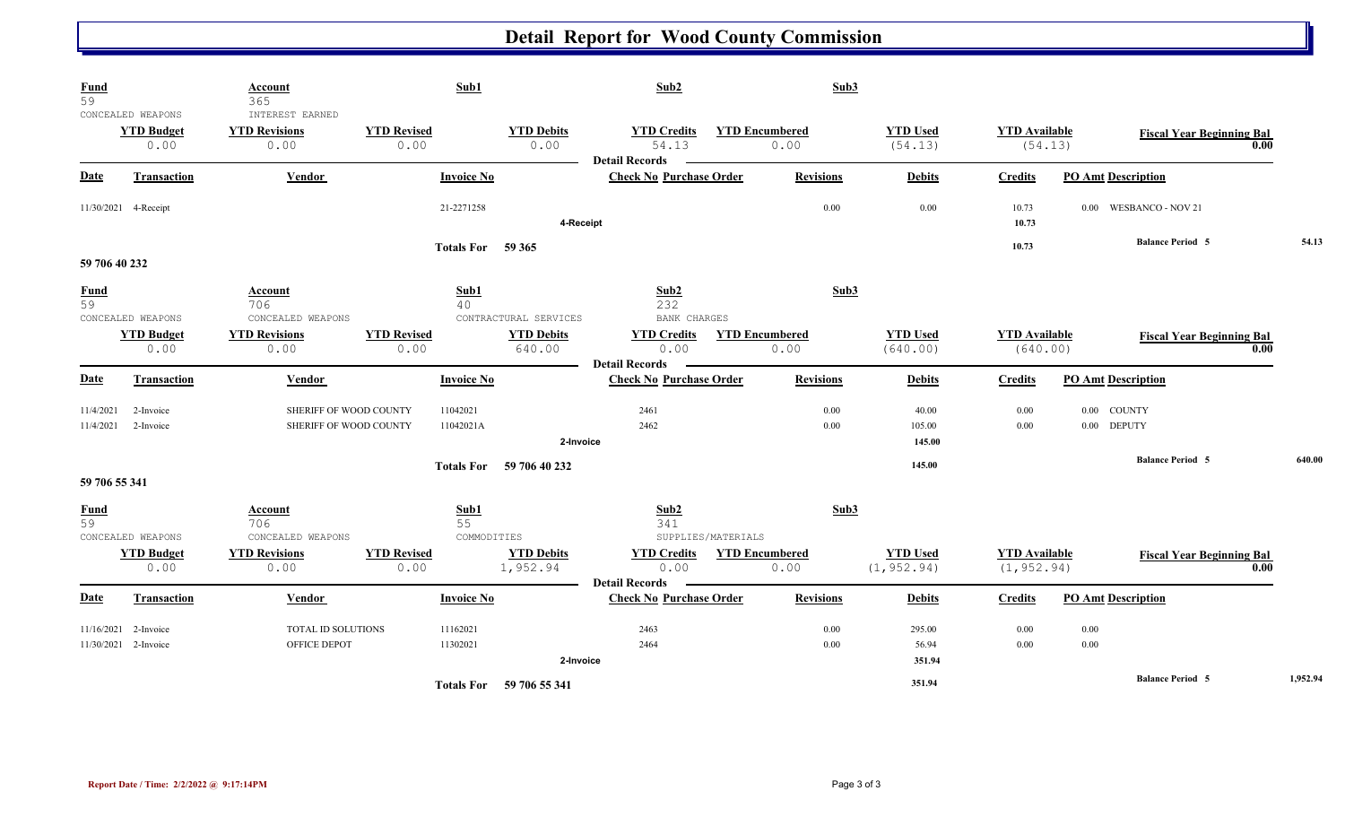# Detail Report for Wood County Commission

| Fund | | Account | | Sub1 | | Sub2 | | Sub3 | | | |
|---|---|---|---|---|---|---|---|---|---|---|---|
| 59 | | 365 | | | | | | | | | |
| CONCEALED WEAPONS | | INTEREST EARNED | | | | | | | | | |
| **YTD Budget** | | **YTD Revisions** | **YTD Revised** | | **YTD Debits** | **YTD Credits** | **YTD Encumbered** | | **YTD Used** | **YTD Available** | **Fiscal Year Beginning Bal** |
| 0.00 | | 0.00 | 0.00 | | 0.00 | 54.13 | 0.00 | | (54.13) | (54.13) | 0.00 |

Detail Records

| Date | Transaction | Vendor | Invoice No | Check No | Purchase Order | Revisions | Debits | Credits | PO Amt | Description |
|---|---|---|---|---|---|---|---|---|---|---|
| 11/30/2021 | 4-Receipt | | 21-2271258 | | | 0.00 | 0.00 | 10.73 | 0.00 | WESBANCO - NOV 21 |
| | | | 4-Receipt | | | | | 10.73 | | |
| | | | Totals For 59 365 | | | | | 10.73 | | Balance Period 5 54.13 |

**59 706 40 232**

| Fund | | Account | | Sub1 | | Sub2 | | Sub3 | | | |
|---|---|---|---|---|---|---|---|---|---|---|---|
| 59 | | 706 | | 40 | | 232 | | | | | |
| CONCEALED WEAPONS | | CONCEALED WEAPONS | | CONTRACTURAL SERVICES | | BANK CHARGES | | | | | |
| **YTD Budget** | | **YTD Revisions** | **YTD Revised** | | **YTD Debits** | **YTD Credits** | **YTD Encumbered** | | **YTD Used** | **YTD Available** | **Fiscal Year Beginning Bal** |
| 0.00 | | 0.00 | 0.00 | | 640.00 | 0.00 | 0.00 | | (640.00) | (640.00) | 0.00 |

Detail Records

| Date | Transaction | Vendor | Invoice No | Check No | Purchase Order | Revisions | Debits | Credits | PO Amt | Description |
|---|---|---|---|---|---|---|---|---|---|---|
| 11/4/2021 | 2-Invoice | SHERIFF OF WOOD COUNTY | 11042021 | 2461 | | 0.00 | 40.00 | 0.00 | 0.00 | COUNTY |
| 11/4/2021 | 2-Invoice | SHERIFF OF WOOD COUNTY | 11042021A | 2462 | | 0.00 | 105.00 | 0.00 | 0.00 | DEPUTY |
| | | | 2-Invoice | | | | 145.00 | | | |
| | | | Totals For 59 706 40 232 | | | | 145.00 | | | Balance Period 5 640.00 |

**59 706 55 341**

| Fund | | Account | | Sub1 | | Sub2 | | Sub3 | | | |
|---|---|---|---|---|---|---|---|---|---|---|---|
| 59 | | 706 | | 55 | | 341 | | | | | |
| CONCEALED WEAPONS | | CONCEALED WEAPONS | | COMMODITIES | | SUPPLIES/MATERIALS | | | | | |
| **YTD Budget** | | **YTD Revisions** | **YTD Revised** | | **YTD Debits** | **YTD Credits** | **YTD Encumbered** | | **YTD Used** | **YTD Available** | **Fiscal Year Beginning Bal** |
| 0.00 | | 0.00 | 0.00 | | 1,952.94 | 0.00 | 0.00 | | (1,952.94) | (1,952.94) | 0.00 |

Detail Records

| Date | Transaction | Vendor | Invoice No | Check No | Purchase Order | Revisions | Debits | Credits | PO Amt | Description |
|---|---|---|---|---|---|---|---|---|---|---|
| 11/16/2021 | 2-Invoice | TOTAL ID SOLUTIONS | 11162021 | 2463 | | 0.00 | 295.00 | 0.00 | 0.00 | |
| 11/30/2021 | 2-Invoice | OFFICE DEPOT | 11302021 | 2464 | | 0.00 | 56.94 | 0.00 | 0.00 | |
| | | | 2-Invoice | | | | 351.94 | | | |
| | | | Totals For 59 706 55 341 | | | | 351.94 | | | Balance Period 5 1,952.94 |

Report Date / Time: 2/2/2022 @ 9:17:14PM